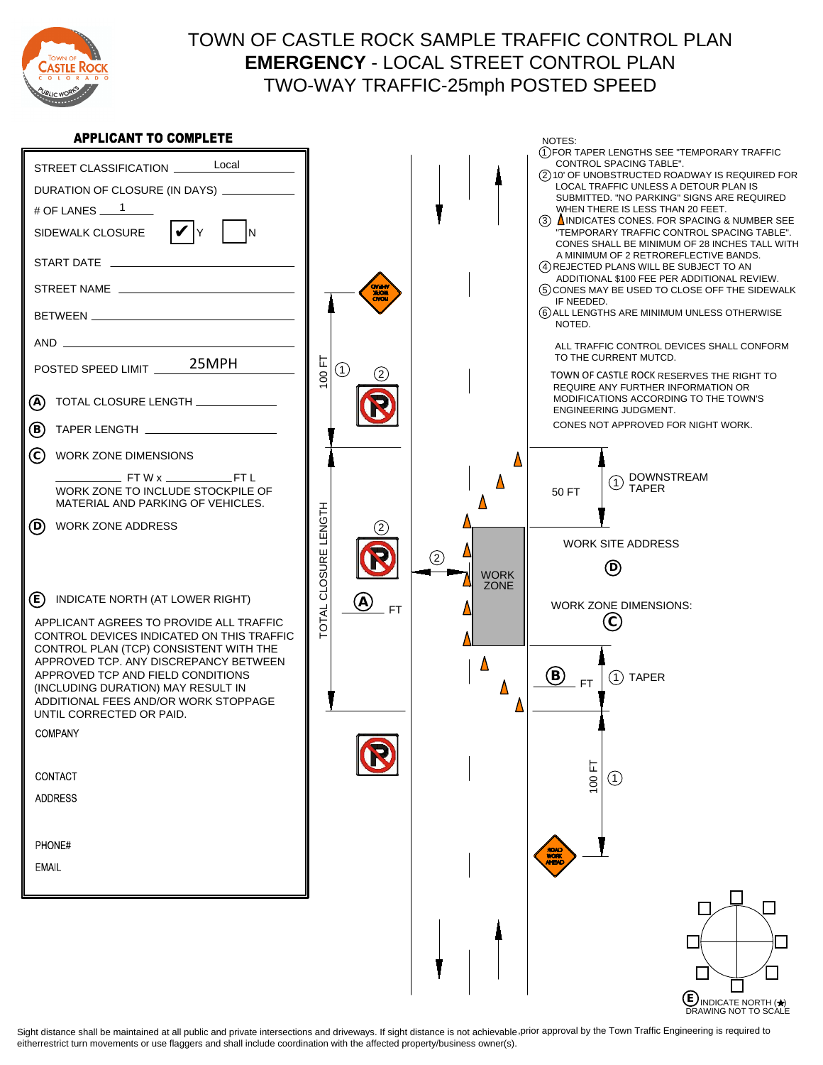# TOWN OF CASTLE ROCK SAMPLE TRAFFIC CONTROL PLAN
## **EMERGENCY** - LOCAL STREET CONTROL PLAN
## TWO-WAY TRAFFIC-25mph POSTED SPEED

**APPLICANT TO COMPLETE**

STREET CLASSIFICATION Local

DURATION OF CLOSURE (IN DAYS) ____________

# OF LANES 1

SIDEWALK CLOSURE ✔ Y ☐ N

START DATE ____________

STREET NAME ____________

BETWEEN ____________

AND ____________

POSTED SPEED LIMIT 25MPH

(A) TOTAL CLOSURE LENGTH ____________

(B) TAPER LENGTH ____________

(C) WORK ZONE DIMENSIONS

__________ FT W x __________ FT L
WORK ZONE TO INCLUDE STOCKPILE OF MATERIAL AND PARKING OF VEHICLES.

(D) WORK ZONE ADDRESS

(E) INDICATE NORTH (AT LOWER RIGHT)

APPLICANT AGREES TO PROVIDE ALL TRAFFIC CONTROL DEVICES INDICATED ON THIS TRAFFIC CONTROL PLAN (TCP) CONSISTENT WITH THE APPROVED TCP. ANY DISCREPANCY BETWEEN APPROVED TCP AND FIELD CONDITIONS (INCLUDING DURATION) MAY RESULT IN ADDITIONAL FEES AND/OR WORK STOPPAGE UNTIL CORRECTED OR PAID.

COMPANY

CONTACT

ADDRESS

PHONE#

EMAIL

NOTES:

1. FOR TAPER LENGTHS SEE "TEMPORARY TRAFFIC CONTROL SPACING TABLE".
2. 10' OF UNOBSTRUCTED ROADWAY IS REQUIRED FOR LOCAL TRAFFIC UNLESS A DETOUR PLAN IS SUBMITTED. "NO PARKING" SIGNS ARE REQUIRED WHEN THERE IS LESS THAN 20 FEET.
3. INDICATES CONES. FOR SPACING & NUMBER SEE "TEMPORARY TRAFFIC CONTROL SPACING TABLE". CONES SHALL BE MINIMUM OF 28 INCHES TALL WITH A MINIMUM OF 2 RETROREFLECTIVE BANDS.
4. REJECTED PLANS WILL BE SUBJECT TO AN ADDITIONAL $100 FEE PER ADDITIONAL REVIEW.
5. CONES MAY BE USED TO CLOSE OFF THE SIDEWALK IF NEEDED.
6. ALL LENGTHS ARE MINIMUM UNLESS OTHERWISE NOTED.

ALL TRAFFIC CONTROL DEVICES SHALL CONFORM TO THE CURRENT MUTCD.

TOWN OF CASTLE ROCK RESERVES THE RIGHT TO REQUIRE ANY FURTHER INFORMATION OR MODIFICATIONS ACCORDING TO THE TOWN'S ENGINEERING JUDGMENT.

CONES NOT APPROVED FOR NIGHT WORK.

ROAD WORK AHEAD | 100 FT (1) | (2) | TOTAL CLOSURE LENGTH (A) FT | 50 FT (1) DOWNSTREAM TAPER | WORK ZONE | WORK SITE ADDRESS (D) | WORK ZONE DIMENSIONS: (C) | (B) FT (1) TAPER | 100 FT (1) | ROAD WORK AHEAD

(E) INDICATE NORTH (★)
DRAWING NOT TO SCALE

Sight distance shall be maintained at all public and private intersections and driveways. If sight distance is not achievable, prior approval by the Town Traffic Engineering is required to eitherrestrict turn movements or use flaggers and shall include coordination with the affected property/business owner(s).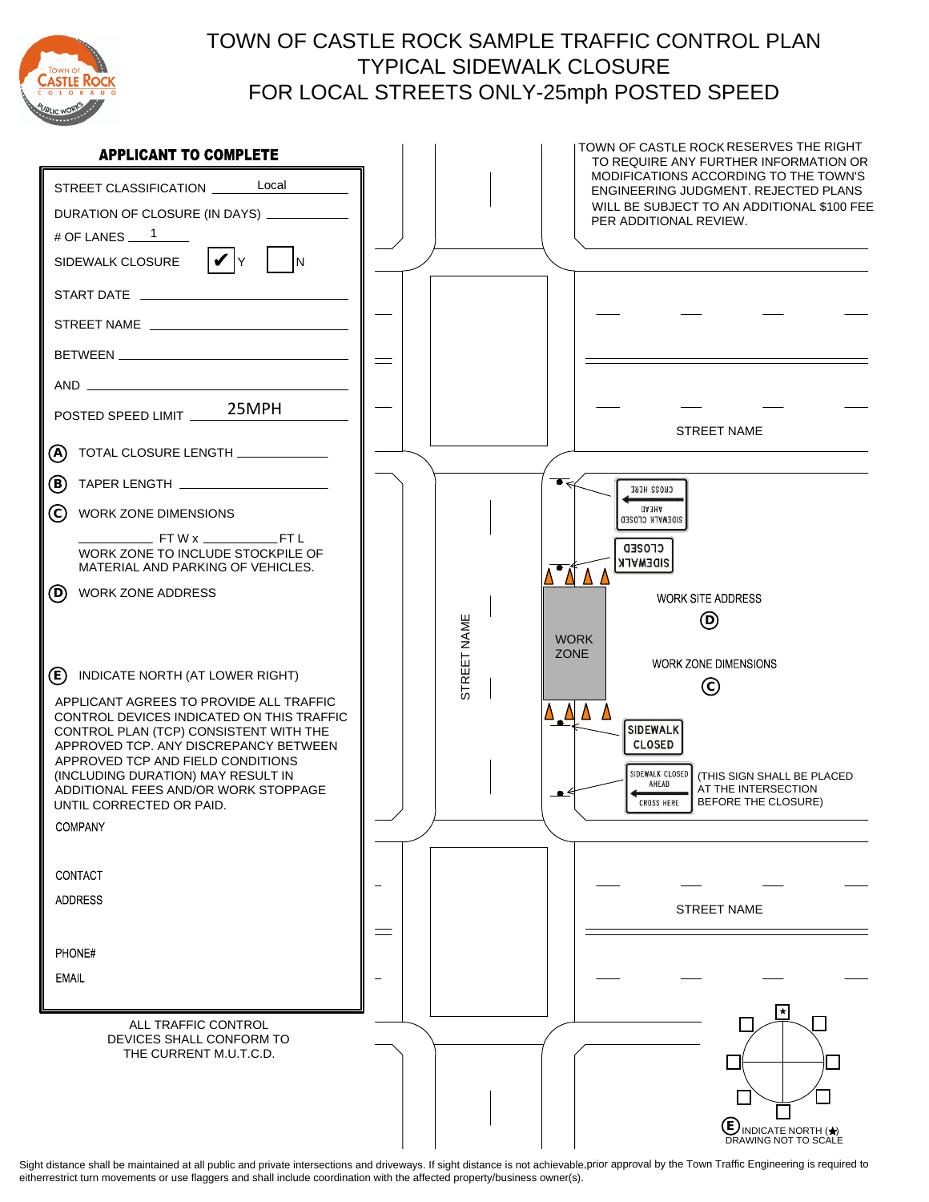# TOWN OF CASTLE ROCK SAMPLE TRAFFIC CONTROL PLAN
# TYPICAL SIDEWALK CLOSURE
# FOR LOCAL STREETS ONLY-25mph POSTED SPEED

## APPLICANT TO COMPLETE

STREET CLASSIFICATION Local

DURATION OF CLOSURE (IN DAYS) ____________

# OF LANES 1

SIDEWALK CLOSURE ✔ Y ☐ N

START DATE ____________

STREET NAME ____________

BETWEEN ____________

AND ____________

POSTED SPEED LIMIT 25MPH

(A) TOTAL CLOSURE LENGTH ____________

(B) TAPER LENGTH ____________

(C) WORK ZONE DIMENSIONS

__________ FT W x __________ FT L

WORK ZONE TO INCLUDE STOCKPILE OF MATERIAL AND PARKING OF VEHICLES.

(D) WORK ZONE ADDRESS

(E) INDICATE NORTH (AT LOWER RIGHT)

APPLICANT AGREES TO PROVIDE ALL TRAFFIC CONTROL DEVICES INDICATED ON THIS TRAFFIC CONTROL PLAN (TCP) CONSISTENT WITH THE APPROVED TCP. ANY DISCREPANCY BETWEEN APPROVED TCP AND FIELD CONDITIONS (INCLUDING DURATION) MAY RESULT IN ADDITIONAL FEES AND/OR WORK STOPPAGE UNTIL CORRECTED OR PAID.

COMPANY

CONTACT

ADDRESS

PHONE#

EMAIL

ALL TRAFFIC CONTROL DEVICES SHALL CONFORM TO THE CURRENT M.U.T.C.D.

TOWN OF CASTLE ROCK RESERVES THE RIGHT TO REQUIRE ANY FURTHER INFORMATION OR MODIFICATIONS ACCORDING TO THE TOWN'S ENGINEERING JUDGMENT. REJECTED PLANS WILL BE SUBJECT TO AN ADDITIONAL $100 FEE PER ADDITIONAL REVIEW.

STREET NAME

SIDEWALK CLOSED AHEAD CROSS HERE

SIDEWALK CLOSED

WORK SITE ADDRESS (D)

STREET NAME

WORK ZONE

WORK ZONE DIMENSIONS (C)

SIDEWALK CLOSED

SIDEWALK CLOSED AHEAD CROSS HERE

(THIS SIGN SHALL BE PLACED AT THE INTERSECTION BEFORE THE CLOSURE)

STREET NAME

(E) INDICATE NORTH (★)
DRAWING NOT TO SCALE

Sight distance shall be maintained at all public and private intersections and driveways. If sight distance is not achievable,prior approval by the Town Traffic Engineering is required to eitherrestrict turn movements or use flaggers and shall include coordination with the affected property/business owner(s).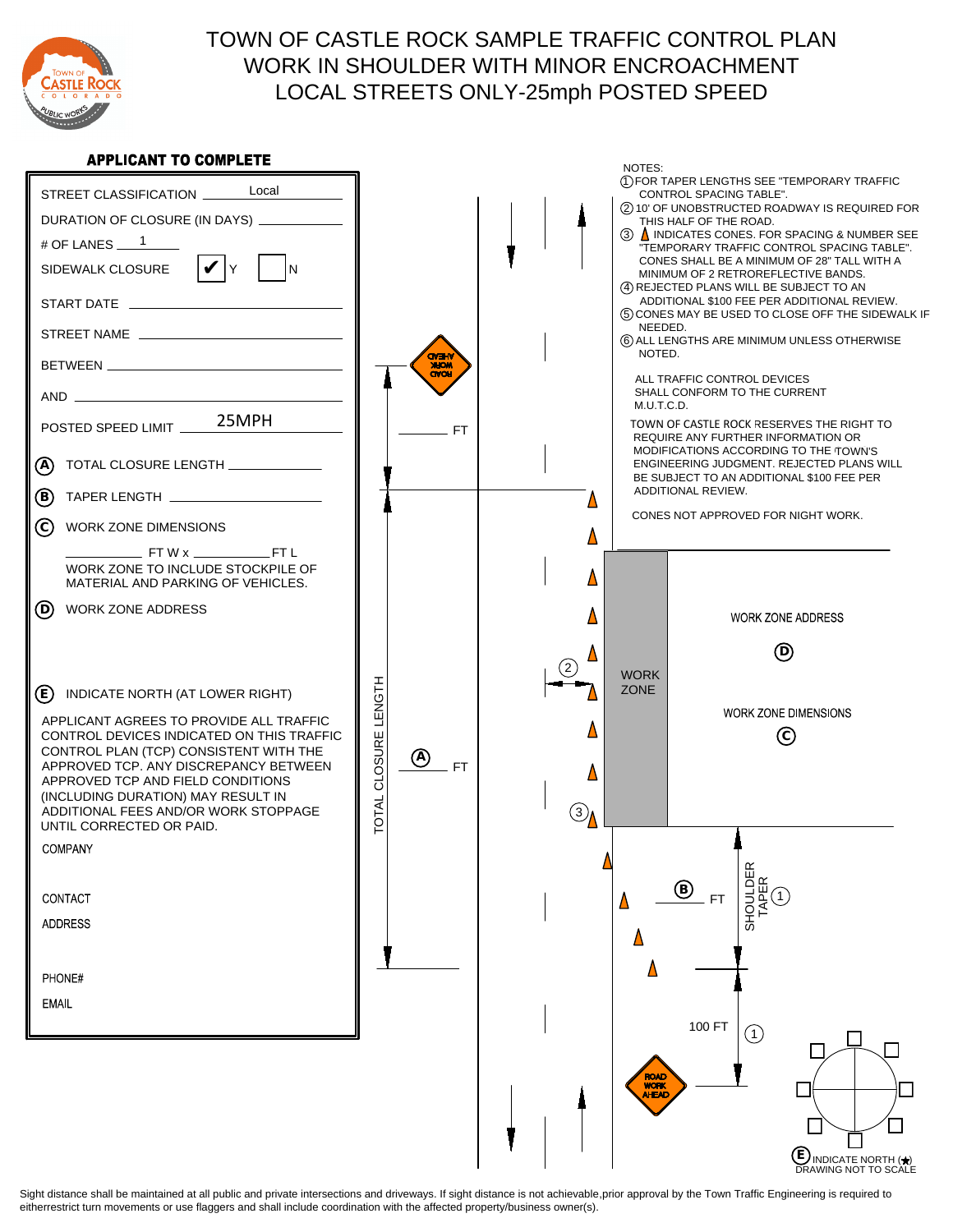# TOWN OF CASTLE ROCK SAMPLE TRAFFIC CONTROL PLAN
## WORK IN SHOULDER WITH MINOR ENCROACHMENT
## LOCAL STREETS ONLY-25mph POSTED SPEED

### APPLICANT TO COMPLETE

STREET CLASSIFICATION: Local

DURATION OF CLOSURE (IN DAYS) ____________

# OF LANES: 1

SIDEWALK CLOSURE ☑ Y ☐ N

START DATE ____________

STREET NAME ____________

BETWEEN ____________

AND ____________

POSTED SPEED LIMIT: 25MPH

(A) TOTAL CLOSURE LENGTH ____________

(B) TAPER LENGTH ____________

(C) WORK ZONE DIMENSIONS

________ FT W x ________ FT L

WORK ZONE TO INCLUDE STOCKPILE OF MATERIAL AND PARKING OF VEHICLES.

(D) WORK ZONE ADDRESS

(E) INDICATE NORTH (AT LOWER RIGHT)

APPLICANT AGREES TO PROVIDE ALL TRAFFIC CONTROL DEVICES INDICATED ON THIS TRAFFIC CONTROL PLAN (TCP) CONSISTENT WITH THE APPROVED TCP. ANY DISCREPANCY BETWEEN APPROVED TCP AND FIELD CONDITIONS (INCLUDING DURATION) MAY RESULT IN ADDITIONAL FEES AND/OR WORK STOPPAGE UNTIL CORRECTED OR PAID.

COMPANY

CONTACT

ADDRESS

PHONE#

EMAIL

### NOTES:

1. FOR TAPER LENGTHS SEE "TEMPORARY TRAFFIC CONTROL SPACING TABLE".
2. 10' OF UNOBSTRUCTED ROADWAY IS REQUIRED FOR THIS HALF OF THE ROAD.
3. ▲ INDICATES CONES. FOR SPACING & NUMBER SEE "TEMPORARY TRAFFIC CONTROL SPACING TABLE". CONES SHALL BE A MINIMUM OF 28" TALL WITH A MINIMUM OF 2 RETROREFLECTIVE BANDS.
4. REJECTED PLANS WILL BE SUBJECT TO AN ADDITIONAL $100 FEE PER ADDITIONAL REVIEW.
5. CONES MAY BE USED TO CLOSE OFF THE SIDEWALK IF NEEDED.
6. ALL LENGTHS ARE MINIMUM UNLESS OTHERWISE NOTED.

ALL TRAFFIC CONTROL DEVICES SHALL CONFORM TO THE CURRENT M.U.T.C.D.

TOWN OF CASTLE ROCK RESERVES THE RIGHT TO REQUIRE ANY FURTHER INFORMATION OR MODIFICATIONS ACCORDING TO THE TOWN'S ENGINEERING JUDGMENT. REJECTED PLANS WILL BE SUBJECT TO AN ADDITIONAL $100 FEE PER ADDITIONAL REVIEW.

CONES NOT APPROVED FOR NIGHT WORK.

ROAD WORK AHEAD

______ FT

TOTAL CLOSURE LENGTH (A) ______ FT

WORK ZONE

WORK ZONE ADDRESS (D)

WORK ZONE DIMENSIONS (C)

(B) ______ FT

SHOULDER TAPER (1)

100 FT (1)

ROAD WORK AHEAD

(E) INDICATE NORTH (★)
DRAWING NOT TO SCALE

Sight distance shall be maintained at all public and private intersections and driveways. If sight distance is not achievable,prior approval by the Town Traffic Engineering is required to eitherrestrict turn movements or use flaggers and shall include coordination with the affected property/business owner(s).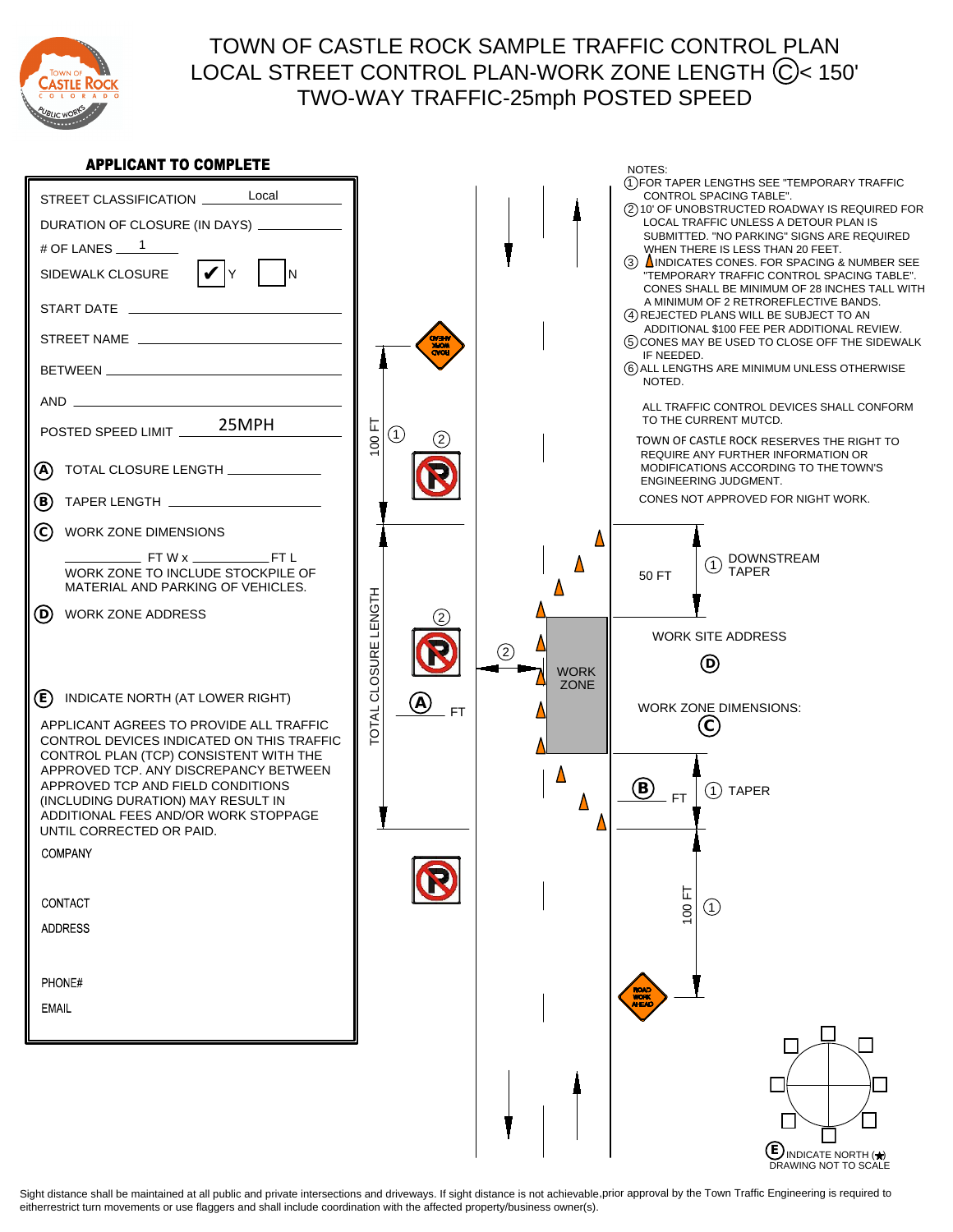# TOWN OF CASTLE ROCK SAMPLE TRAFFIC CONTROL PLAN
## LOCAL STREET CONTROL PLAN-WORK ZONE LENGTH (C) < 150'
## TWO-WAY TRAFFIC-25mph POSTED SPEED

### APPLICANT TO COMPLETE

STREET CLASSIFICATION Local

DURATION OF CLOSURE (IN DAYS) ______

# OF LANES 1

SIDEWALK CLOSURE ☑ Y ☐ N

START DATE ______

STREET NAME ______

BETWEEN ______

AND ______

POSTED SPEED LIMIT 25MPH

(A) TOTAL CLOSURE LENGTH ______

(B) TAPER LENGTH ______

(C) WORK ZONE DIMENSIONS

______ FT W x ______ FT L

WORK ZONE TO INCLUDE STOCKPILE OF MATERIAL AND PARKING OF VEHICLES.

(D) WORK ZONE ADDRESS

(E) INDICATE NORTH (AT LOWER RIGHT)

APPLICANT AGREES TO PROVIDE ALL TRAFFIC CONTROL DEVICES INDICATED ON THIS TRAFFIC CONTROL PLAN (TCP) CONSISTENT WITH THE APPROVED TCP. ANY DISCREPANCY BETWEEN APPROVED TCP AND FIELD CONDITIONS (INCLUDING DURATION) MAY RESULT IN ADDITIONAL FEES AND/OR WORK STOPPAGE UNTIL CORRECTED OR PAID.

COMPANY

CONTACT

ADDRESS

PHONE#

EMAIL

NOTES:

1. FOR TAPER LENGTHS SEE "TEMPORARY TRAFFIC CONTROL SPACING TABLE".
2. 10' OF UNOBSTRUCTED ROADWAY IS REQUIRED FOR LOCAL TRAFFIC UNLESS A DETOUR PLAN IS SUBMITTED. "NO PARKING" SIGNS ARE REQUIRED WHEN THERE IS LESS THAN 20 FEET.
3. ▲ INDICATES CONES. FOR SPACING & NUMBER SEE "TEMPORARY TRAFFIC CONTROL SPACING TABLE". CONES SHALL BE MINIMUM OF 28 INCHES TALL WITH A MINIMUM OF 2 RETROREFLECTIVE BANDS.
4. REJECTED PLANS WILL BE SUBJECT TO AN ADDITIONAL $100 FEE PER ADDITIONAL REVIEW.
5. CONES MAY BE USED TO CLOSE OFF THE SIDEWALK IF NEEDED.
6. ALL LENGTHS ARE MINIMUM UNLESS OTHERWISE NOTED.

ALL TRAFFIC CONTROL DEVICES SHALL CONFORM TO THE CURRENT MUTCD.

TOWN OF CASTLE ROCK RESERVES THE RIGHT TO REQUIRE ANY FURTHER INFORMATION OR MODIFICATIONS ACCORDING TO THE TOWN'S ENGINEERING JUDGMENT.

CONES NOT APPROVED FOR NIGHT WORK.

100 FT (1) — ROAD WORK AHEAD — (2) NO PARKING

TOTAL CLOSURE LENGTH (A) ______ FT

(2) NO PARKING — (2) — WORK ZONE — (2) NO PARKING

50 FT (1) DOWNSTREAM TAPER

WORK SITE ADDRESS (D)

WORK ZONE DIMENSIONS: (C)

(B) ______ FT (1) TAPER

100 FT (1) — ROAD WORK AHEAD

(E) INDICATE NORTH (★)
DRAWING NOT TO SCALE

Sight distance shall be maintained at all public and private intersections and driveways. If sight distance is not achievable,prior approval by the Town Traffic Engineering is required to eitherrestrict turn movements or use flaggers and shall include coordination with the affected property/business owner(s).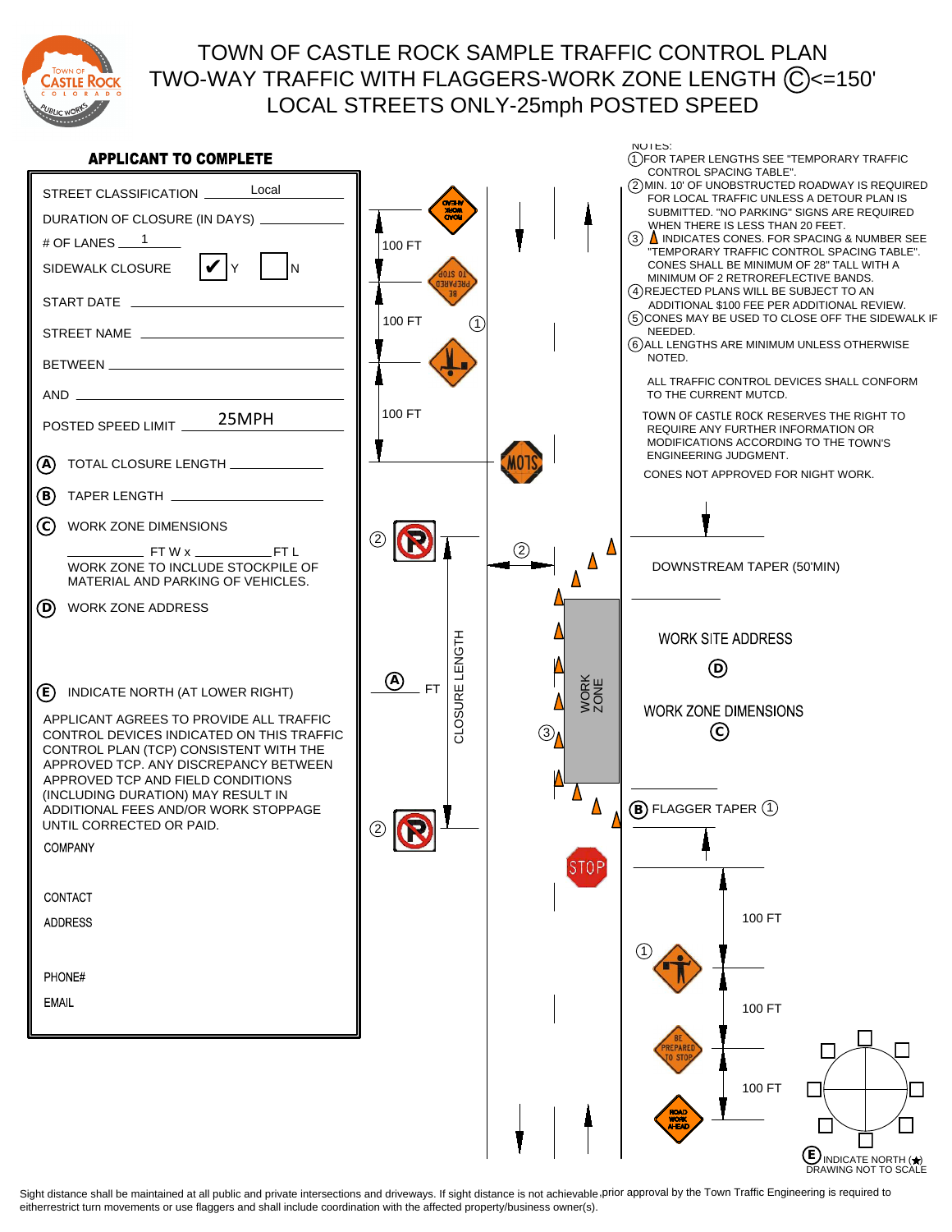# TOWN OF CASTLE ROCK SAMPLE TRAFFIC CONTROL PLAN
# TWO-WAY TRAFFIC WITH FLAGGERS-WORK ZONE LENGTH Ⓒ<=150'
# LOCAL STREETS ONLY-25mph POSTED SPEED

## APPLICANT TO COMPLETE

STREET CLASSIFICATION Local

DURATION OF CLOSURE (IN DAYS) ______

# OF LANES 1

SIDEWALK CLOSURE ☑ Y ☐ N

START DATE ______

STREET NAME ______

BETWEEN ______

AND ______

POSTED SPEED LIMIT 25MPH

Ⓐ TOTAL CLOSURE LENGTH ______

Ⓑ TAPER LENGTH ______

Ⓒ WORK ZONE DIMENSIONS

______ FT W x ______ FT L

WORK ZONE TO INCLUDE STOCKPILE OF MATERIAL AND PARKING OF VEHICLES.

Ⓓ WORK ZONE ADDRESS

Ⓔ INDICATE NORTH (AT LOWER RIGHT)

APPLICANT AGREES TO PROVIDE ALL TRAFFIC CONTROL DEVICES INDICATED ON THIS TRAFFIC CONTROL PLAN (TCP) CONSISTENT WITH THE APPROVED TCP. ANY DISCREPANCY BETWEEN APPROVED TCP AND FIELD CONDITIONS (INCLUDING DURATION) MAY RESULT IN ADDITIONAL FEES AND/OR WORK STOPPAGE UNTIL CORRECTED OR PAID.

COMPANY

CONTACT

ADDRESS

PHONE#

EMAIL

## NOTES:

1. FOR TAPER LENGTHS SEE "TEMPORARY TRAFFIC CONTROL SPACING TABLE".
2. MIN. 10' OF UNOBSTRUCTED ROADWAY IS REQUIRED FOR LOCAL TRAFFIC UNLESS A DETOUR PLAN IS SUBMITTED. "NO PARKING" SIGNS ARE REQUIRED WHEN THERE IS LESS THAN 20 FEET.
3. INDICATES CONES. FOR SPACING & NUMBER SEE "TEMPORARY TRAFFIC CONTROL SPACING TABLE". CONES SHALL BE MINIMUM OF 28" TALL WITH A MINIMUM OF 2 RETROREFLECTIVE BANDS.
4. REJECTED PLANS WILL BE SUBJECT TO AN ADDITIONAL $100 FEE PER ADDITIONAL REVIEW.
5. CONES MAY BE USED TO CLOSE OFF THE SIDEWALK IF NEEDED.
6. ALL LENGTHS ARE MINIMUM UNLESS OTHERWISE NOTED.

ALL TRAFFIC CONTROL DEVICES SHALL CONFORM TO THE CURRENT MUTCD.

TOWN OF CASTLE ROCK RESERVES THE RIGHT TO REQUIRE ANY FURTHER INFORMATION OR MODIFICATIONS ACCORDING TO THE TOWN'S ENGINEERING JUDGMENT.

CONES NOT APPROVED FOR NIGHT WORK.

---

100 FT | 100 FT | 100 FT

DOWNSTREAM TAPER (50'MIN)

Ⓐ FT — CLOSURE LENGTH

WORK ZONE

WORK SITE ADDRESS Ⓓ

WORK ZONE DIMENSIONS Ⓒ

Ⓑ FLAGGER TAPER ①

100 FT | 100 FT | 100 FT

Ⓔ INDICATE NORTH (★)
DRAWING NOT TO SCALE

Sight distance shall be maintained at all public and private intersections and driveways. If sight distance is not achievable,prior approval by the Town Traffic Engineering is required to eitherrestrict turn movements or use flaggers and shall include coordination with the affected property/business owner(s).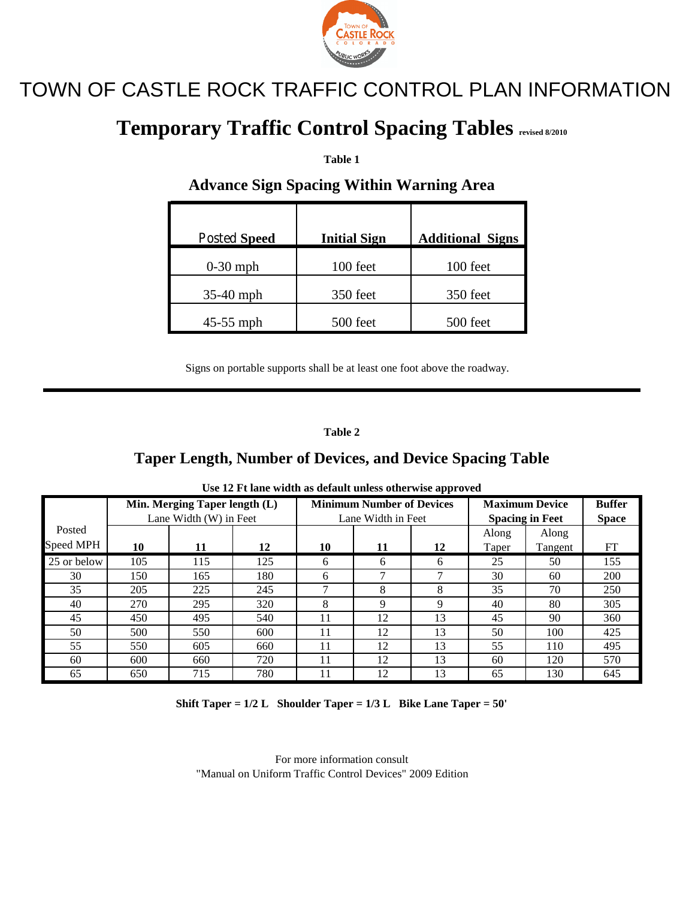# TOWN OF CASTLE ROCK TRAFFIC CONTROL PLAN INFORMATION

## Temporary Traffic Control Spacing Tables revised 8/2010

**Table 1**

### Advance Sign Spacing Within Warning Area

| Posted Speed | Initial Sign | Additional Signs |
|---|---|---|
| 0-30 mph | 100 feet | 100 feet |
| 35-40 mph | 350 feet | 350 feet |
| 45-55 mph | 500 feet | 500 feet |

Signs on portable supports shall be at least one foot above the roadway.

---

**Table 2**

### Taper Length, Number of Devices, and Device Spacing Table

**Use 12 Ft lane width as default unless otherwise approved**

| Posted Speed MPH | **Min. Merging Taper length (L)** Lane Width (W) in Feet | | | **Minimum Number of Devices** Lane Width in Feet | | | **Maximum Device Spacing in Feet** | | **Buffer Space** |
|---|---|---|---|---|---|---|---|---|---|
| | **10** | **11** | **12** | **10** | **11** | **12** | Along Taper | Along Tangent | FT |
| 25 or below | 105 | 115 | 125 | 6 | 6 | 6 | 25 | 50 | 155 |
| 30 | 150 | 165 | 180 | 6 | 7 | 7 | 30 | 60 | 200 |
| 35 | 205 | 225 | 245 | 7 | 8 | 8 | 35 | 70 | 250 |
| 40 | 270 | 295 | 320 | 8 | 9 | 9 | 40 | 80 | 305 |
| 45 | 450 | 495 | 540 | 11 | 12 | 13 | 45 | 90 | 360 |
| 50 | 500 | 550 | 600 | 11 | 12 | 13 | 50 | 100 | 425 |
| 55 | 550 | 605 | 660 | 11 | 12 | 13 | 55 | 110 | 495 |
| 60 | 600 | 660 | 720 | 11 | 12 | 13 | 60 | 120 | 570 |
| 65 | 650 | 715 | 780 | 11 | 12 | 13 | 65 | 130 | 645 |

**Shift Taper = 1/2 L   Shoulder Taper = 1/3 L   Bike Lane Taper = 50'**

For more information consult
"Manual on Uniform Traffic Control Devices" 2009 Edition